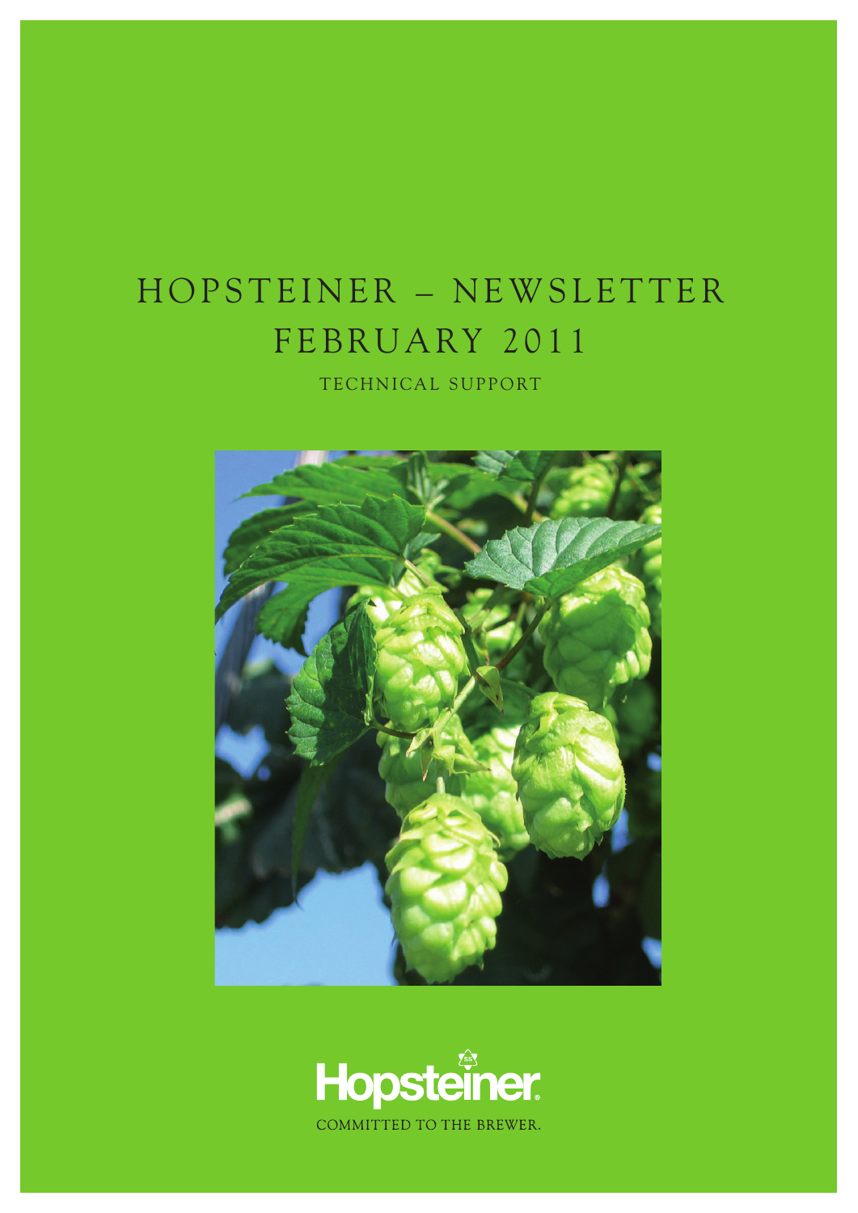# HOPSTEINER – NEWSLETTER FEBRUARY 2011

TECHNICAL SUPPORT

Hopsteiner

COMMITTED TO THE BREWER.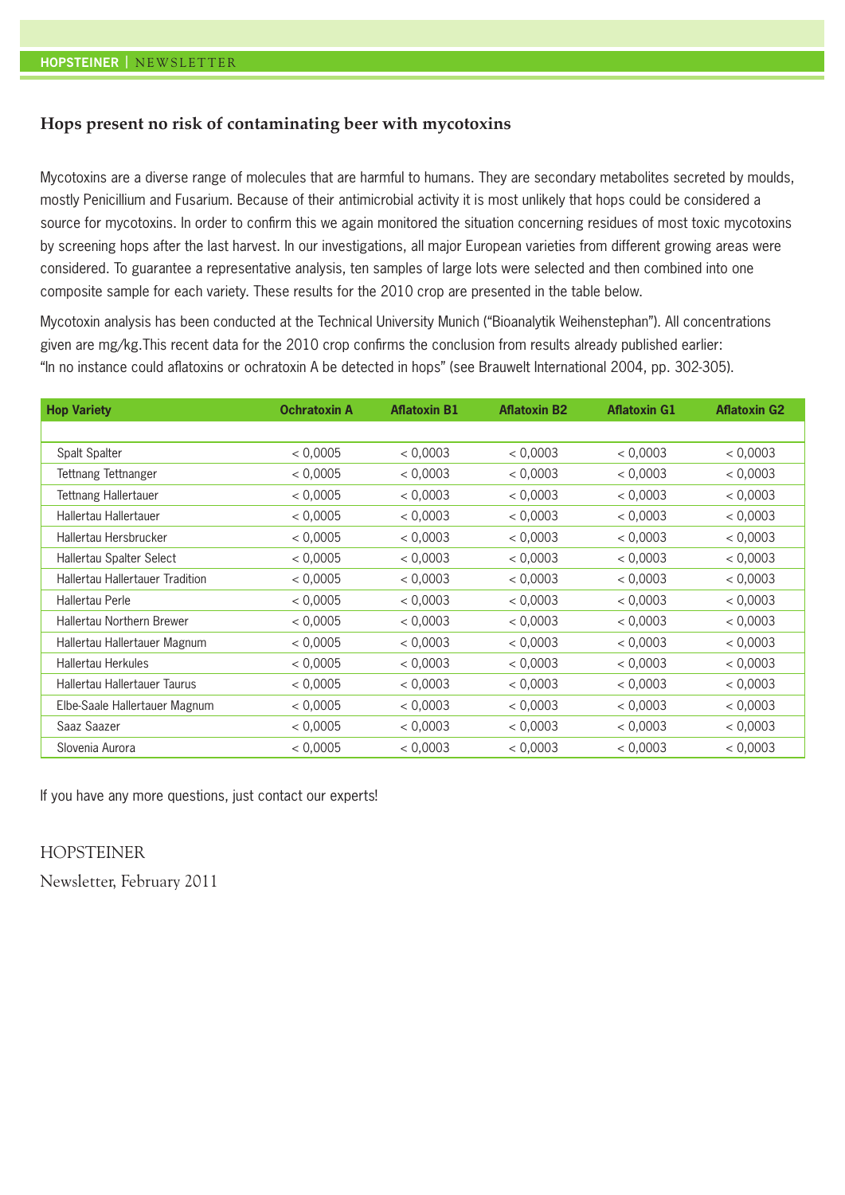## Hops present no risk of contaminating beer with mycotoxins

Mycotoxins are a diverse range of molecules that are harmful to humans. They are secondary metabolites secreted by moulds, mostly Penicillium and Fusarium. Because of their antimicrobial activity it is most unlikely that hops could be considered a source for mycotoxins. In order to confirm this we again monitored the situation concerning residues of most toxic mycotoxins by screening hops after the last harvest. In our investigations, all major European varieties from different growing areas were considered. To guarantee a representative analysis, ten samples of large lots were selected and then combined into one composite sample for each variety. These results for the 2010 crop are presented in the table below.

Mycotoxin analysis has been conducted at the Technical University Munich ("Bioanalytik Weihenstephan"). All concentrations given are mg/kg.This recent data for the 2010 crop confirms the conclusion from results already published earlier: "In no instance could aflatoxins or ochratoxin A be detected in hops" (see Brauwelt International 2004, pp. 302-305).

| Hop Variety | Ochratoxin A | Aflatoxin B1 | Aflatoxin B2 | Aflatoxin G1 | Aflatoxin G2 |
|---|---|---|---|---|---|
| Spalt Spalter | < 0,0005 | < 0,0003 | < 0,0003 | < 0,0003 | < 0,0003 |
| Tettnang Tettnanger | < 0,0005 | < 0,0003 | < 0,0003 | < 0,0003 | < 0,0003 |
| Tettnang Hallertauer | < 0,0005 | < 0,0003 | < 0,0003 | < 0,0003 | < 0,0003 |
| Hallertau Hallertauer | < 0,0005 | < 0,0003 | < 0,0003 | < 0,0003 | < 0,0003 |
| Hallertau Hersbrucker | < 0,0005 | < 0,0003 | < 0,0003 | < 0,0003 | < 0,0003 |
| Hallertau Spalter Select | < 0,0005 | < 0,0003 | < 0,0003 | < 0,0003 | < 0,0003 |
| Hallertau Hallertauer Tradition | < 0,0005 | < 0,0003 | < 0,0003 | < 0,0003 | < 0,0003 |
| Hallertau Perle | < 0,0005 | < 0,0003 | < 0,0003 | < 0,0003 | < 0,0003 |
| Hallertau Northern Brewer | < 0,0005 | < 0,0003 | < 0,0003 | < 0,0003 | < 0,0003 |
| Hallertau Hallertauer Magnum | < 0,0005 | < 0,0003 | < 0,0003 | < 0,0003 | < 0,0003 |
| Hallertau Herkules | < 0,0005 | < 0,0003 | < 0,0003 | < 0,0003 | < 0,0003 |
| Hallertau Hallertauer Taurus | < 0,0005 | < 0,0003 | < 0,0003 | < 0,0003 | < 0,0003 |
| Elbe-Saale Hallertauer Magnum | < 0,0005 | < 0,0003 | < 0,0003 | < 0,0003 | < 0,0003 |
| Saaz Saazer | < 0,0005 | < 0,0003 | < 0,0003 | < 0,0003 | < 0,0003 |
| Slovenia Aurora | < 0,0005 | < 0,0003 | < 0,0003 | < 0,0003 | < 0,0003 |

If you have any more questions, just contact our experts!

HOPSTEINER

Newsletter, February 2011